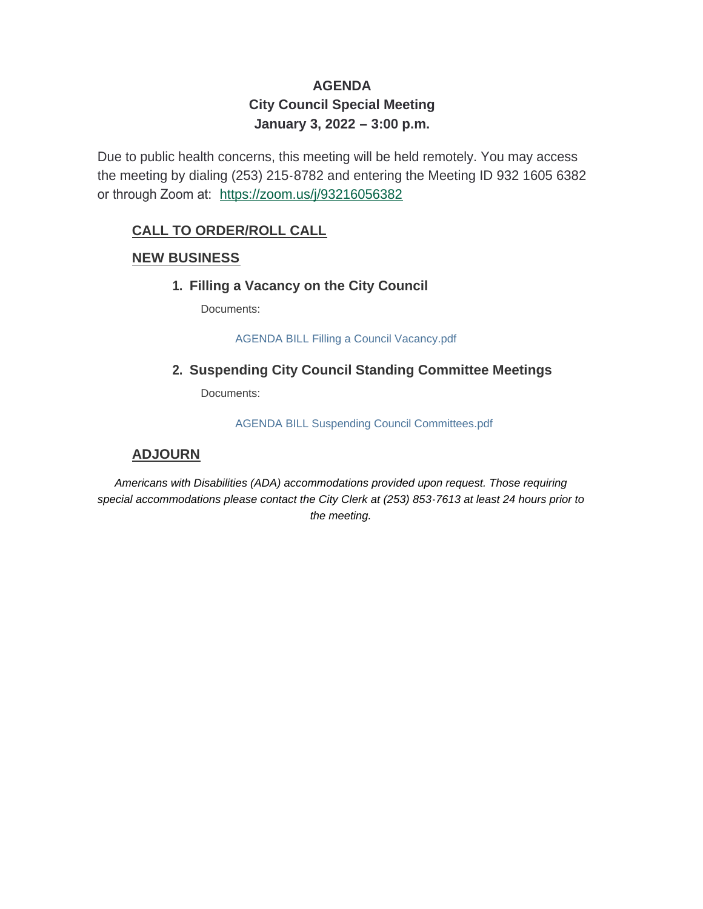# AGENDA
## City Council Special Meeting
## January 3, 2022 – 3:00 p.m.

Due to public health concerns, this meeting will be held remotely. You may access the meeting by dialing (253) 215-8782 and entering the Meeting ID 932 1605 6382 or through Zoom at: https://zoom.us/j/93216056382

### CALL TO ORDER/ROLL CALL

### NEW BUSINESS

1. **Filling a Vacancy on the City Council**

   Documents:

   AGENDA BILL Filling a Council Vacancy.pdf

2. **Suspending City Council Standing Committee Meetings**

   Documents:

   AGENDA BILL Suspending Council Committees.pdf

### ADJOURN

*Americans with Disabilities (ADA) accommodations provided upon request. Those requiring special accommodations please contact the City Clerk at (253) 853-7613 at least 24 hours prior to the meeting.*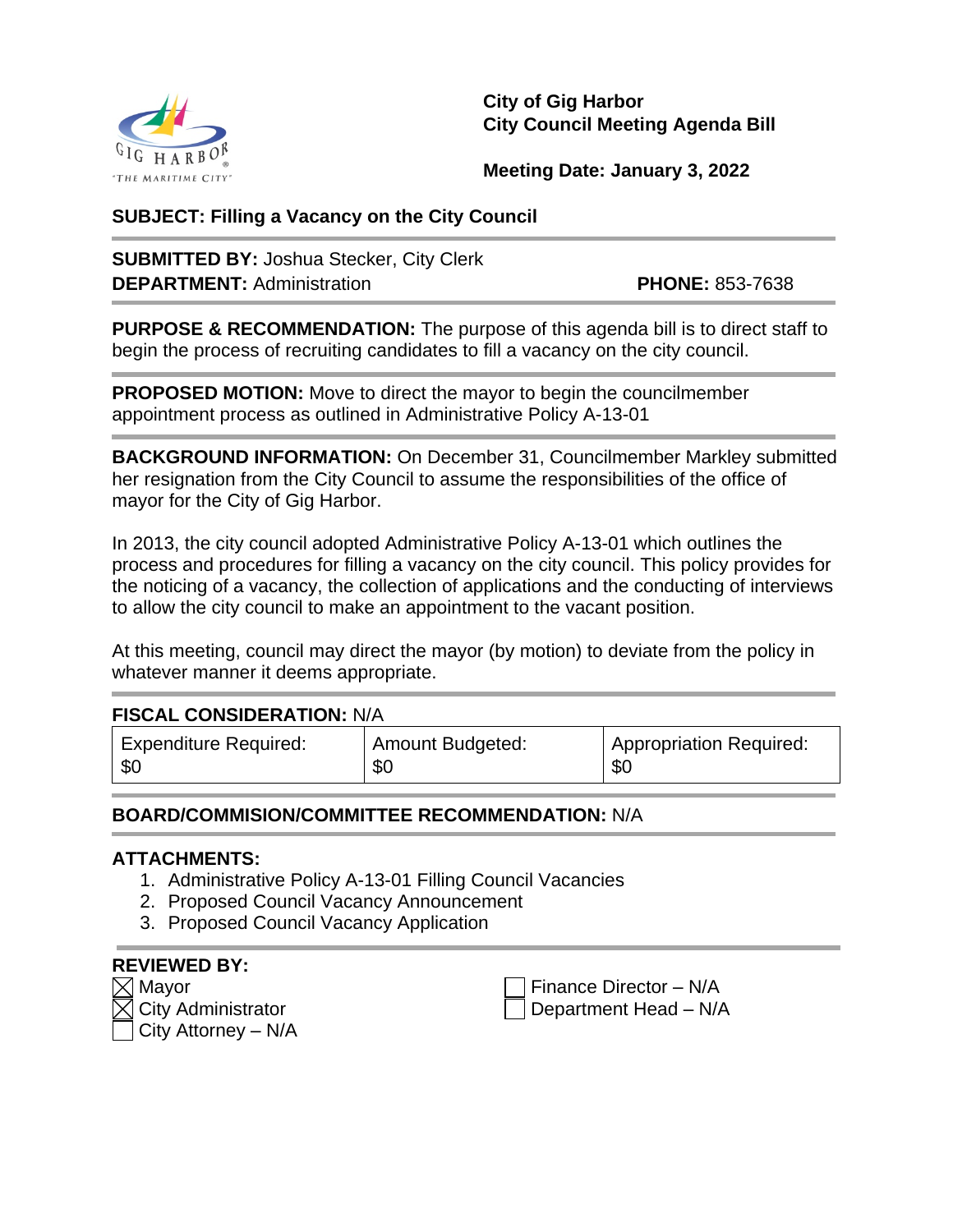**City of Gig Harbor**
**City Council Meeting Agenda Bill**

**Meeting Date: January 3, 2022**

**SUBJECT: Filling a Vacancy on the City Council**

**SUBMITTED BY:** Joshua Stecker, City Clerk
**DEPARTMENT:** Administration **PHONE:** 853-7638

**PURPOSE & RECOMMENDATION:** The purpose of this agenda bill is to direct staff to begin the process of recruiting candidates to fill a vacancy on the city council.

**PROPOSED MOTION:** Move to direct the mayor to begin the councilmember appointment process as outlined in Administrative Policy A-13-01

**BACKGROUND INFORMATION:** On December 31, Councilmember Markley submitted her resignation from the City Council to assume the responsibilities of the office of mayor for the City of Gig Harbor.

In 2013, the city council adopted Administrative Policy A-13-01 which outlines the process and procedures for filling a vacancy on the city council. This policy provides for the noticing of a vacancy, the collection of applications and the conducting of interviews to allow the city council to make an appointment to the vacant position.

At this meeting, council may direct the mayor (by motion) to deviate from the policy in whatever manner it deems appropriate.

**FISCAL CONSIDERATION:** N/A

| Expenditure Required: $0 | Amount Budgeted: $0 | Appropriation Required: $0 |
|---|---|---|

**BOARD/COMMISION/COMMITTEE RECOMMENDATION:** N/A

**ATTACHMENTS:**
1. Administrative Policy A-13-01 Filling Council Vacancies
2. Proposed Council Vacancy Announcement
3. Proposed Council Vacancy Application

**REVIEWED BY:**
- ☒ Mayor
- ☒ City Administrator
- ☐ City Attorney – N/A
- ☐ Finance Director – N/A
- ☐ Department Head – N/A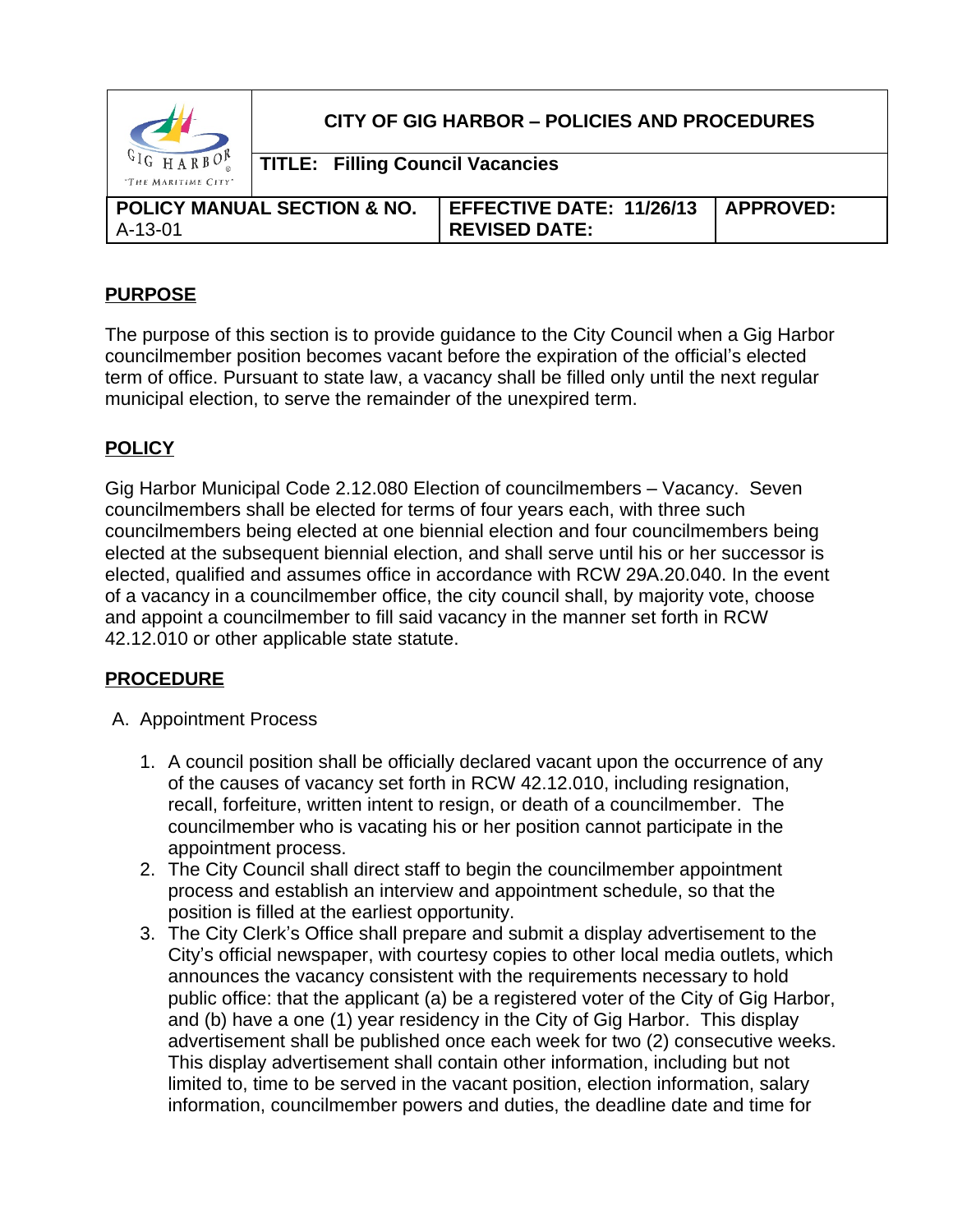| | CITY OF GIG HARBOR – POLICIES AND PROCEDURES | |
|---|---|---|
| | **TITLE: Filling Council Vacancies** | |
| **POLICY MANUAL SECTION & NO.** A-13-01 | **EFFECTIVE DATE: 11/26/13** **REVISED DATE:** | **APPROVED:** |

## PURPOSE

The purpose of this section is to provide guidance to the City Council when a Gig Harbor councilmember position becomes vacant before the expiration of the official's elected term of office. Pursuant to state law, a vacancy shall be filled only until the next regular municipal election, to serve the remainder of the unexpired term.

## POLICY

Gig Harbor Municipal Code 2.12.080 Election of councilmembers – Vacancy. Seven councilmembers shall be elected for terms of four years each, with three such councilmembers being elected at one biennial election and four councilmembers being elected at the subsequent biennial election, and shall serve until his or her successor is elected, qualified and assumes office in accordance with RCW 29A.20.040. In the event of a vacancy in a councilmember office, the city council shall, by majority vote, choose and appoint a councilmember to fill said vacancy in the manner set forth in RCW 42.12.010 or other applicable state statute.

## PROCEDURE

A. Appointment Process

1. A council position shall be officially declared vacant upon the occurrence of any of the causes of vacancy set forth in RCW 42.12.010, including resignation, recall, forfeiture, written intent to resign, or death of a councilmember. The councilmember who is vacating his or her position cannot participate in the appointment process.
2. The City Council shall direct staff to begin the councilmember appointment process and establish an interview and appointment schedule, so that the position is filled at the earliest opportunity.
3. The City Clerk's Office shall prepare and submit a display advertisement to the City's official newspaper, with courtesy copies to other local media outlets, which announces the vacancy consistent with the requirements necessary to hold public office: that the applicant (a) be a registered voter of the City of Gig Harbor, and (b) have a one (1) year residency in the City of Gig Harbor. This display advertisement shall be published once each week for two (2) consecutive weeks. This display advertisement shall contain other information, including but not limited to, time to be served in the vacant position, election information, salary information, councilmember powers and duties, the deadline date and time for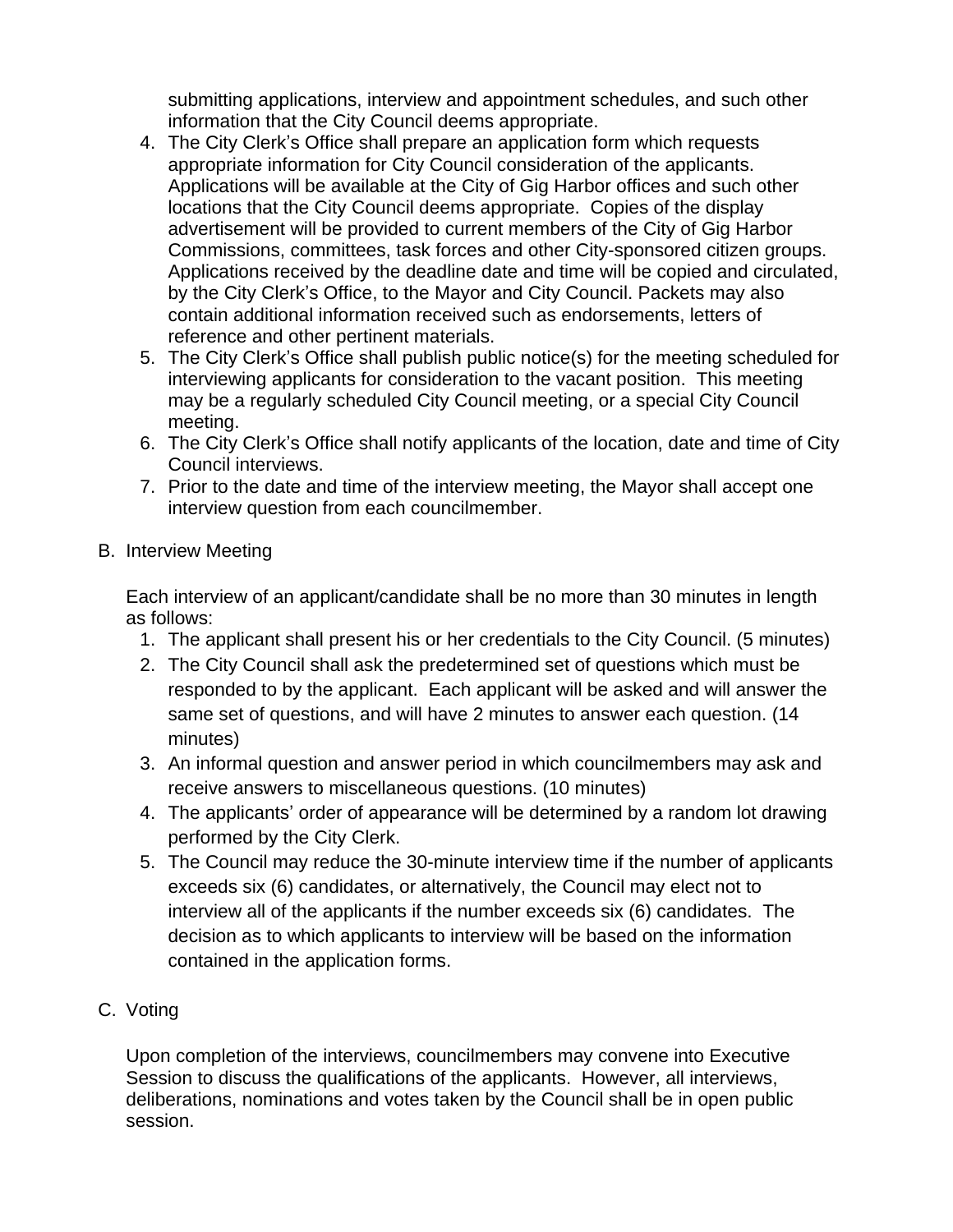submitting applications, interview and appointment schedules, and such other information that the City Council deems appropriate.

4. The City Clerk's Office shall prepare an application form which requests appropriate information for City Council consideration of the applicants. Applications will be available at the City of Gig Harbor offices and such other locations that the City Council deems appropriate. Copies of the display advertisement will be provided to current members of the City of Gig Harbor Commissions, committees, task forces and other City-sponsored citizen groups. Applications received by the deadline date and time will be copied and circulated, by the City Clerk's Office, to the Mayor and City Council. Packets may also contain additional information received such as endorsements, letters of reference and other pertinent materials.
5. The City Clerk's Office shall publish public notice(s) for the meeting scheduled for interviewing applicants for consideration to the vacant position. This meeting may be a regularly scheduled City Council meeting, or a special City Council meeting.
6. The City Clerk's Office shall notify applicants of the location, date and time of City Council interviews.
7. Prior to the date and time of the interview meeting, the Mayor shall accept one interview question from each councilmember.

B. Interview Meeting

Each interview of an applicant/candidate shall be no more than 30 minutes in length as follows:

1. The applicant shall present his or her credentials to the City Council. (5 minutes)
2. The City Council shall ask the predetermined set of questions which must be responded to by the applicant. Each applicant will be asked and will answer the same set of questions, and will have 2 minutes to answer each question. (14 minutes)
3. An informal question and answer period in which councilmembers may ask and receive answers to miscellaneous questions. (10 minutes)
4. The applicants' order of appearance will be determined by a random lot drawing performed by the City Clerk.
5. The Council may reduce the 30-minute interview time if the number of applicants exceeds six (6) candidates, or alternatively, the Council may elect not to interview all of the applicants if the number exceeds six (6) candidates. The decision as to which applicants to interview will be based on the information contained in the application forms.

C. Voting

Upon completion of the interviews, councilmembers may convene into Executive Session to discuss the qualifications of the applicants. However, all interviews, deliberations, nominations and votes taken by the Council shall be in open public session.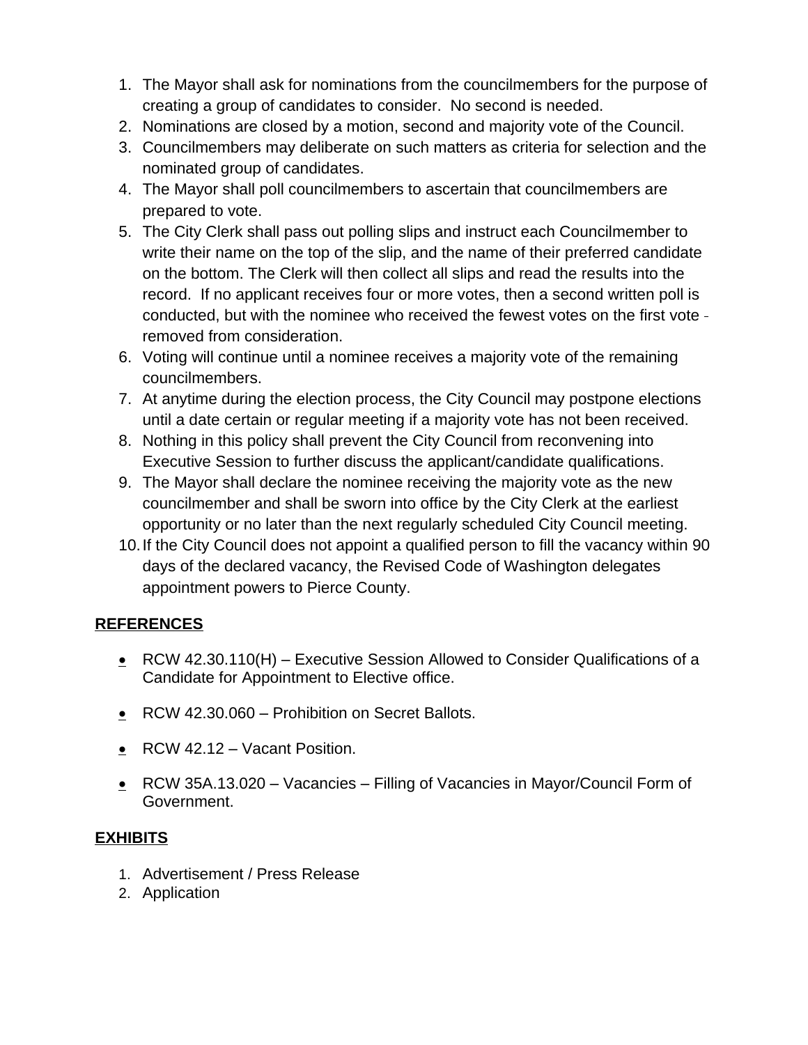1. The Mayor shall ask for nominations from the councilmembers for the purpose of creating a group of candidates to consider. No second is needed.
2. Nominations are closed by a motion, second and majority vote of the Council.
3. Councilmembers may deliberate on such matters as criteria for selection and the nominated group of candidates.
4. The Mayor shall poll councilmembers to ascertain that councilmembers are prepared to vote.
5. The City Clerk shall pass out polling slips and instruct each Councilmember to write their name on the top of the slip, and the name of their preferred candidate on the bottom. The Clerk will then collect all slips and read the results into the record. If no applicant receives four or more votes, then a second written poll is conducted, but with the nominee who received the fewest votes on the first vote - removed from consideration.
6. Voting will continue until a nominee receives a majority vote of the remaining councilmembers.
7. At anytime during the election process, the City Council may postpone elections until a date certain or regular meeting if a majority vote has not been received.
8. Nothing in this policy shall prevent the City Council from reconvening into Executive Session to further discuss the applicant/candidate qualifications.
9. The Mayor shall declare the nominee receiving the majority vote as the new councilmember and shall be sworn into office by the City Clerk at the earliest opportunity or no later than the next regularly scheduled City Council meeting.
10. If the City Council does not appoint a qualified person to fill the vacancy within 90 days of the declared vacancy, the Revised Code of Washington delegates appointment powers to Pierce County.

## REFERENCES

- RCW 42.30.110(H) – Executive Session Allowed to Consider Qualifications of a Candidate for Appointment to Elective office.
- RCW 42.30.060 – Prohibition on Secret Ballots.
- RCW 42.12 – Vacant Position.
- RCW 35A.13.020 – Vacancies – Filling of Vacancies in Mayor/Council Form of Government.

## EXHIBITS

1. Advertisement / Press Release
2. Application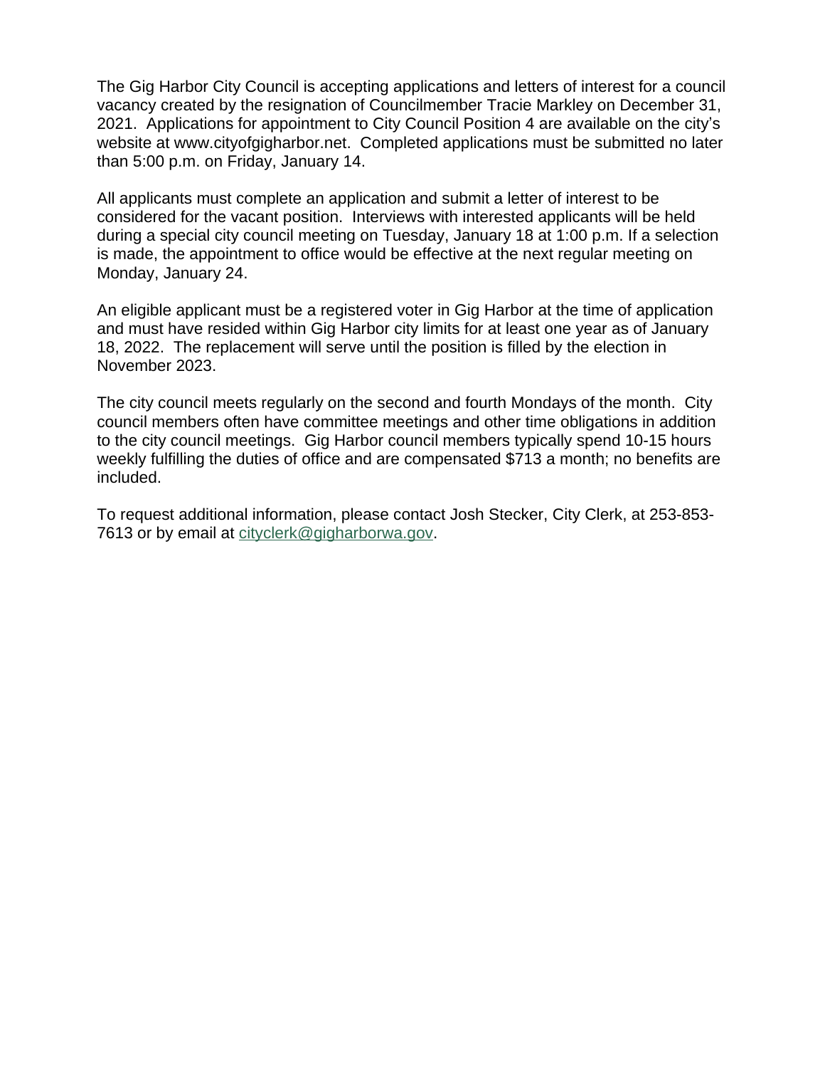The Gig Harbor City Council is accepting applications and letters of interest for a council vacancy created by the resignation of Councilmember Tracie Markley on December 31, 2021. Applications for appointment to City Council Position 4 are available on the city's website at www.cityofgigharbor.net. Completed applications must be submitted no later than 5:00 p.m. on Friday, January 14.

All applicants must complete an application and submit a letter of interest to be considered for the vacant position. Interviews with interested applicants will be held during a special city council meeting on Tuesday, January 18 at 1:00 p.m. If a selection is made, the appointment to office would be effective at the next regular meeting on Monday, January 24.

An eligible applicant must be a registered voter in Gig Harbor at the time of application and must have resided within Gig Harbor city limits for at least one year as of January 18, 2022. The replacement will serve until the position is filled by the election in November 2023.

The city council meets regularly on the second and fourth Mondays of the month. City council members often have committee meetings and other time obligations in addition to the city council meetings. Gig Harbor council members typically spend 10-15 hours weekly fulfilling the duties of office and are compensated $713 a month; no benefits are included.

To request additional information, please contact Josh Stecker, City Clerk, at 253-853-7613 or by email at cityclerk@gigharborwa.gov.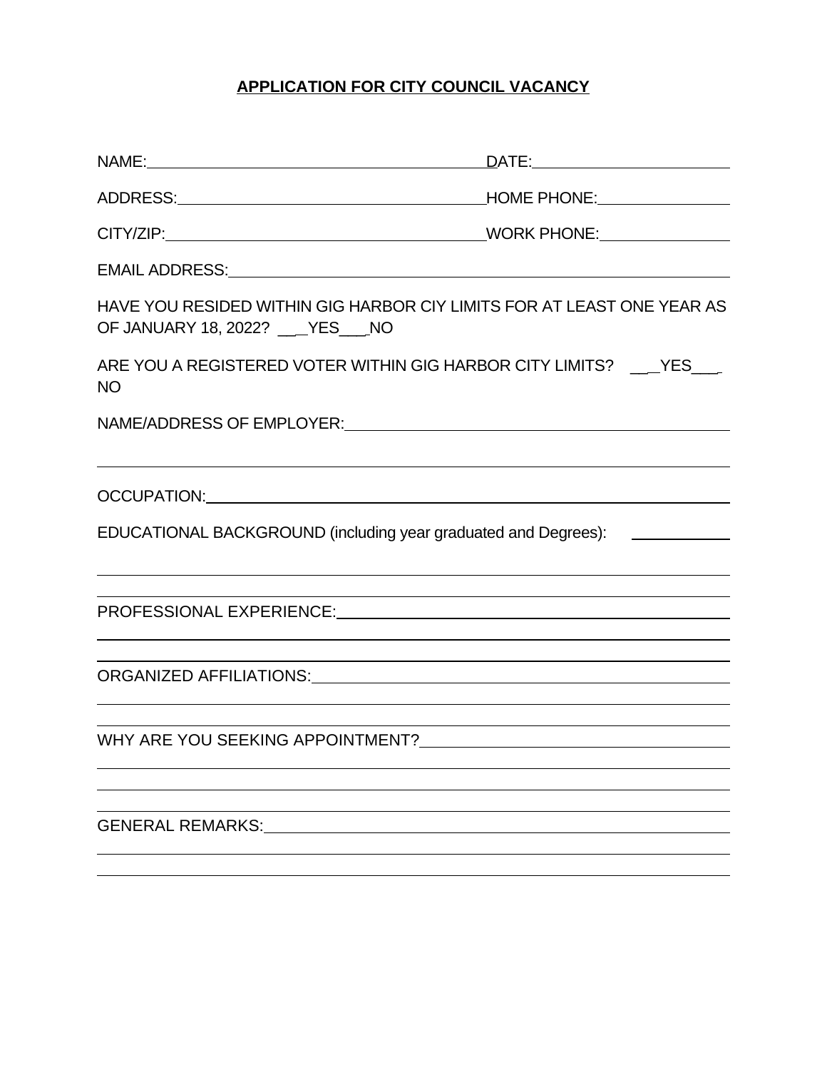# APPLICATION FOR CITY COUNCIL VACANCY

NAME:________________________________________ DATE:______________________

ADDRESS:____________________________________ HOME PHONE:_______________

CITY/ZIP:____________________________________ WORK PHONE:_______________

EMAIL ADDRESS:__________________________________________________________

HAVE YOU RESIDED WITHIN GIG HARBOR CIY LIMITS FOR AT LEAST ONE YEAR AS OF JANUARY 18, 2022? ___YES___NO

ARE YOU A REGISTERED VOTER WITHIN GIG HARBOR CITY LIMITS? ___YES___NO

NAME/ADDRESS OF EMPLOYER:______________________________________________

________________________________________________________________________

OCCUPATION:______________________________________________________________

EDUCATIONAL BACKGROUND (including year graduated and Degrees): ___________

________________________________________________________________________

________________________________________________________________________

PROFESSIONAL EXPERIENCE:________________________________________________

________________________________________________________________________

________________________________________________________________________

ORGANIZED AFFILIATIONS:__________________________________________________

________________________________________________________________________

________________________________________________________________________

WHY ARE YOU SEEKING APPOINTMENT?________________________________________

________________________________________________________________________

________________________________________________________________________

________________________________________________________________________

GENERAL REMARKS:_______________________________________________________

________________________________________________________________________

________________________________________________________________________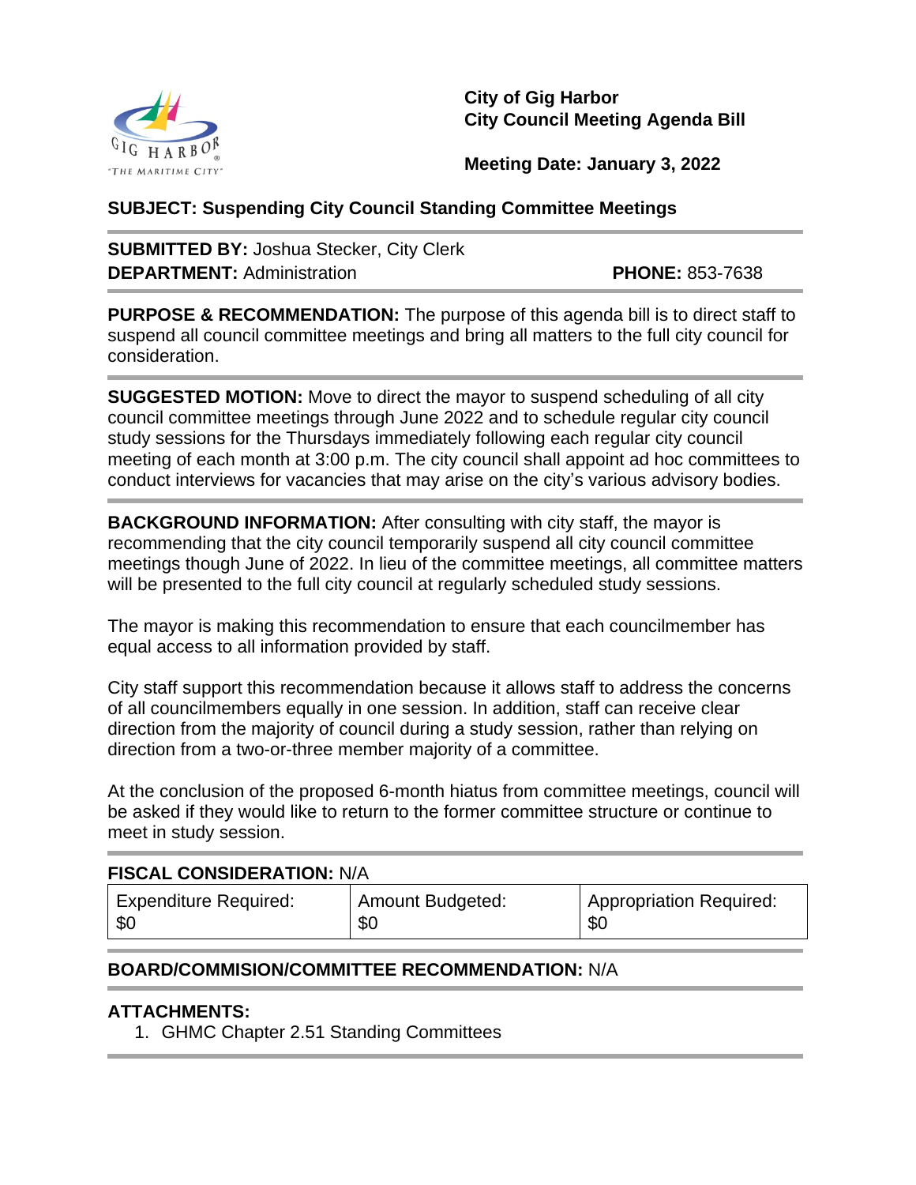**City of Gig Harbor**
**City Council Meeting Agenda Bill**

**Meeting Date: January 3, 2022**

**SUBJECT: Suspending City Council Standing Committee Meetings**

---

**SUBMITTED BY:** Joshua Stecker, City Clerk
**DEPARTMENT:** Administration **PHONE:** 853-7638

---

**PURPOSE & RECOMMENDATION:** The purpose of this agenda bill is to direct staff to suspend all council committee meetings and bring all matters to the full city council for consideration.

---

**SUGGESTED MOTION:** Move to direct the mayor to suspend scheduling of all city council committee meetings through June 2022 and to schedule regular city council study sessions for the Thursdays immediately following each regular city council meeting of each month at 3:00 p.m. The city council shall appoint ad hoc committees to conduct interviews for vacancies that may arise on the city's various advisory bodies.

---

**BACKGROUND INFORMATION:** After consulting with city staff, the mayor is recommending that the city council temporarily suspend all city council committee meetings though June of 2022. In lieu of the committee meetings, all committee matters will be presented to the full city council at regularly scheduled study sessions.

The mayor is making this recommendation to ensure that each councilmember has equal access to all information provided by staff.

City staff support this recommendation because it allows staff to address the concerns of all councilmembers equally in one session. In addition, staff can receive clear direction from the majority of council during a study session, rather than relying on direction from a two-or-three member majority of a committee.

At the conclusion of the proposed 6-month hiatus from committee meetings, council will be asked if they would like to return to the former committee structure or continue to meet in study session.

---

**FISCAL CONSIDERATION:** N/A

| Expenditure Required: | Amount Budgeted: | Appropriation Required: |
|---|---|---|
| $0 | $0 | $0 |

---

**BOARD/COMMISION/COMMITTEE RECOMMENDATION:** N/A

---

**ATTACHMENTS:**

1. GHMC Chapter 2.51 Standing Committees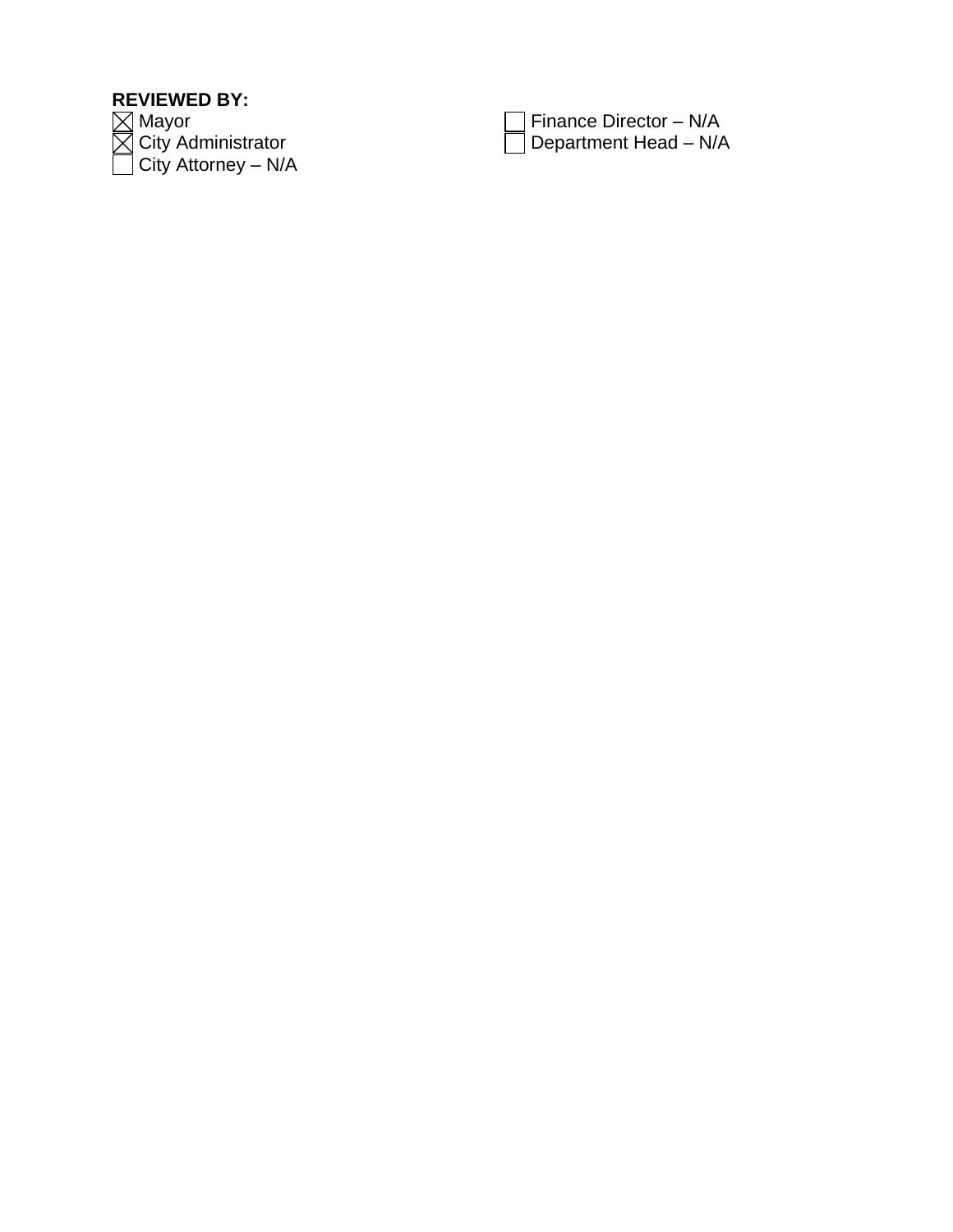**REVIEWED BY:**

- ☒ Mayor
- ☒ City Administrator
- ☐ City Attorney – N/A
- ☐ Finance Director – N/A
- ☐ Department Head – N/A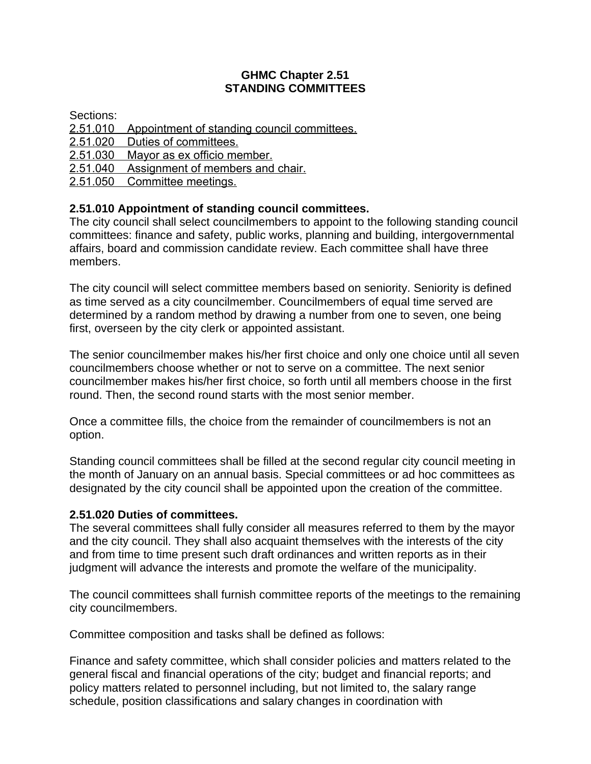**GHMC Chapter 2.51**
**STANDING COMMITTEES**

Sections:

2.51.010 Appointment of standing council committees.
2.51.020 Duties of committees.
2.51.030 Mayor as ex officio member.
2.51.040 Assignment of members and chair.
2.51.050 Committee meetings.

**2.51.010 Appointment of standing council committees.**

The city council shall select councilmembers to appoint to the following standing council committees: finance and safety, public works, planning and building, intergovernmental affairs, board and commission candidate review. Each committee shall have three members.

The city council will select committee members based on seniority. Seniority is defined as time served as a city councilmember. Councilmembers of equal time served are determined by a random method by drawing a number from one to seven, one being first, overseen by the city clerk or appointed assistant.

The senior councilmember makes his/her first choice and only one choice until all seven councilmembers choose whether or not to serve on a committee. The next senior councilmember makes his/her first choice, so forth until all members choose in the first round. Then, the second round starts with the most senior member.

Once a committee fills, the choice from the remainder of councilmembers is not an option.

Standing council committees shall be filled at the second regular city council meeting in the month of January on an annual basis. Special committees or ad hoc committees as designated by the city council shall be appointed upon the creation of the committee.

**2.51.020 Duties of committees.**

The several committees shall fully consider all measures referred to them by the mayor and the city council. They shall also acquaint themselves with the interests of the city and from time to time present such draft ordinances and written reports as in their judgment will advance the interests and promote the welfare of the municipality.

The council committees shall furnish committee reports of the meetings to the remaining city councilmembers.

Committee composition and tasks shall be defined as follows:

Finance and safety committee, which shall consider policies and matters related to the general fiscal and financial operations of the city; budget and financial reports; and policy matters related to personnel including, but not limited to, the salary range schedule, position classifications and salary changes in coordination with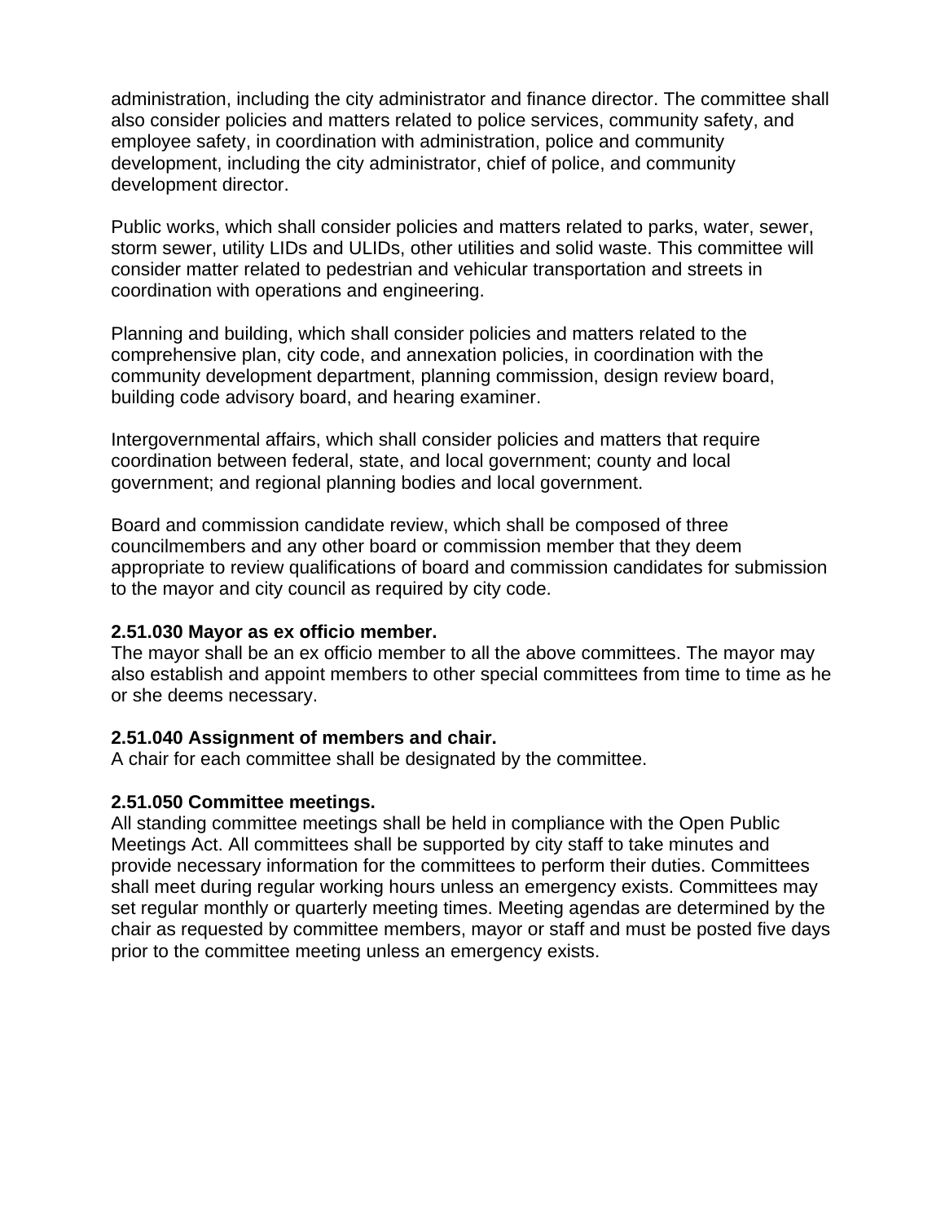administration, including the city administrator and finance director. The committee shall also consider policies and matters related to police services, community safety, and employee safety, in coordination with administration, police and community development, including the city administrator, chief of police, and community development director.

Public works, which shall consider policies and matters related to parks, water, sewer, storm sewer, utility LIDs and ULIDs, other utilities and solid waste. This committee will consider matter related to pedestrian and vehicular transportation and streets in coordination with operations and engineering.

Planning and building, which shall consider policies and matters related to the comprehensive plan, city code, and annexation policies, in coordination with the community development department, planning commission, design review board, building code advisory board, and hearing examiner.

Intergovernmental affairs, which shall consider policies and matters that require coordination between federal, state, and local government; county and local government; and regional planning bodies and local government.

Board and commission candidate review, which shall be composed of three councilmembers and any other board or commission member that they deem appropriate to review qualifications of board and commission candidates for submission to the mayor and city council as required by city code.

**2.51.030 Mayor as ex officio member.**
The mayor shall be an ex officio member to all the above committees. The mayor may also establish and appoint members to other special committees from time to time as he or she deems necessary.

**2.51.040 Assignment of members and chair.**
A chair for each committee shall be designated by the committee.

**2.51.050 Committee meetings.**
All standing committee meetings shall be held in compliance with the Open Public Meetings Act. All committees shall be supported by city staff to take minutes and provide necessary information for the committees to perform their duties. Committees shall meet during regular working hours unless an emergency exists. Committees may set regular monthly or quarterly meeting times. Meeting agendas are determined by the chair as requested by committee members, mayor or staff and must be posted five days prior to the committee meeting unless an emergency exists.